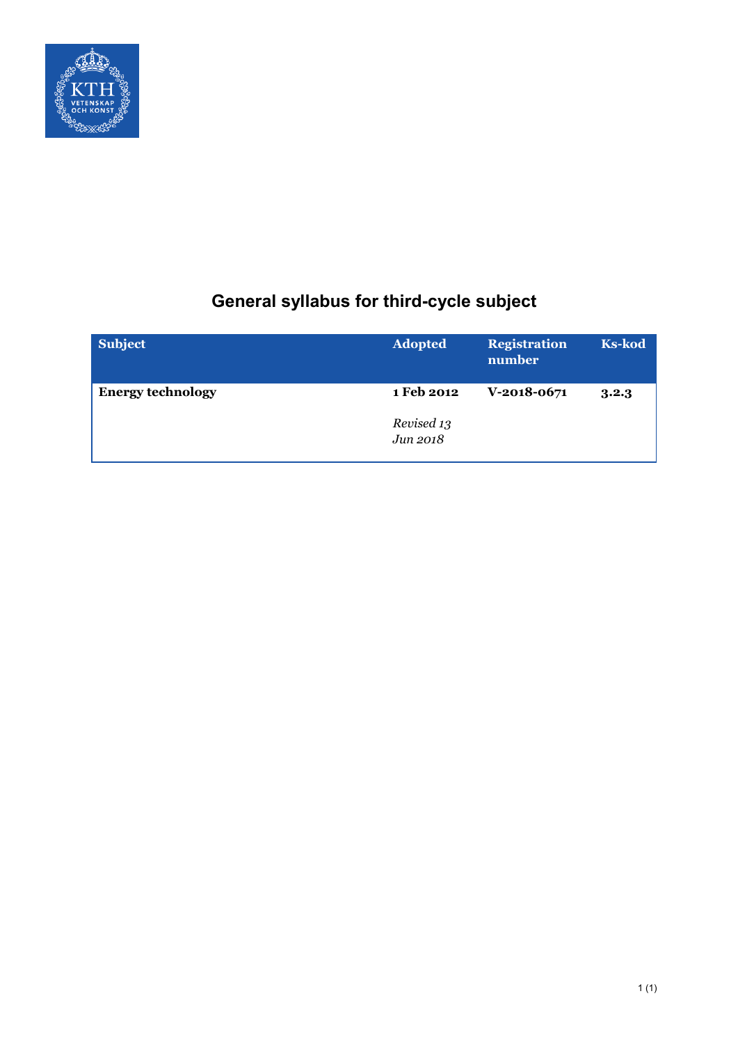# General syllabus for third-cycle subject

| Subject | Adopted | Registration number | Ks-kod |
|---|---|---|---|
| **Energy technology** | **1 Feb 2012**<br><br>*Revised 13 Jun 2018* | **V-2018-0671** | **3.2.3** |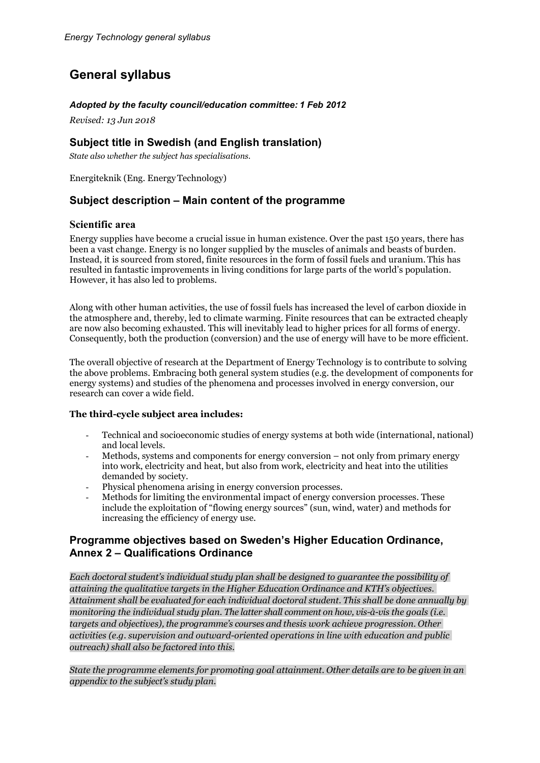# General syllabus

***Adopted by the faculty council/education committee: 1 Feb 2012***

*Revised: 13 Jun 2018*

## Subject title in Swedish (and English translation)

*State also whether the subject has specialisations.*

Energiteknik (Eng. Energy Technology)

## Subject description – Main content of the programme

### Scientific area

Energy supplies have become a crucial issue in human existence. Over the past 150 years, there has been a vast change. Energy is no longer supplied by the muscles of animals and beasts of burden. Instead, it is sourced from stored, finite resources in the form of fossil fuels and uranium. This has resulted in fantastic improvements in living conditions for large parts of the world's population. However, it has also led to problems.

Along with other human activities, the use of fossil fuels has increased the level of carbon dioxide in the atmosphere and, thereby, led to climate warming. Finite resources that can be extracted cheaply are now also becoming exhausted. This will inevitably lead to higher prices for all forms of energy. Consequently, both the production (conversion) and the use of energy will have to be more efficient.

The overall objective of research at the Department of Energy Technology is to contribute to solving the above problems. Embracing both general system studies (e.g. the development of components for energy systems) and studies of the phenomena and processes involved in energy conversion, our research can cover a wide field.

**The third-cycle subject area includes:**

- Technical and socioeconomic studies of energy systems at both wide (international, national) and local levels.
- Methods, systems and components for energy conversion – not only from primary energy into work, electricity and heat, but also from work, electricity and heat into the utilities demanded by society.
- Physical phenomena arising in energy conversion processes.
- Methods for limiting the environmental impact of energy conversion processes. These include the exploitation of "flowing energy sources" (sun, wind, water) and methods for increasing the efficiency of energy use.

## Programme objectives based on Sweden's Higher Education Ordinance, Annex 2 – Qualifications Ordinance

*Each doctoral student's individual study plan shall be designed to guarantee the possibility of attaining the qualitative targets in the Higher Education Ordinance and KTH's objectives. Attainment shall be evaluated for each individual doctoral student. This shall be done annually by monitoring the individual study plan. The latter shall comment on how, vis-à-vis the goals (i.e. targets and objectives), the programme's courses and thesis work achieve progression. Other activities (e.g. supervision and outward-oriented operations in line with education and public outreach) shall also be factored into this.*

*State the programme elements for promoting goal attainment. Other details are to be given in an appendix to the subject's study plan.*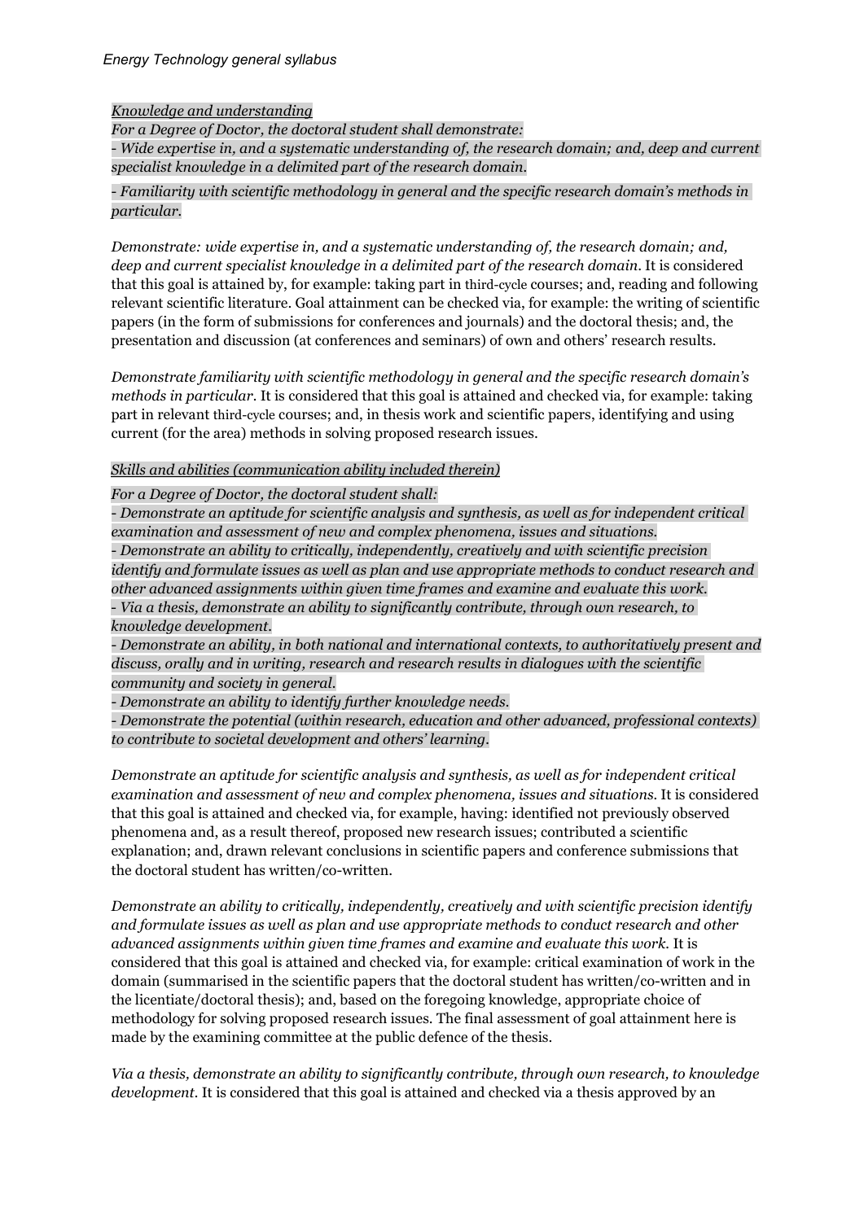*Knowledge and understanding*

*For a Degree of Doctor, the doctoral student shall demonstrate:*

*- Wide expertise in, and a systematic understanding of, the research domain; and, deep and current specialist knowledge in a delimited part of the research domain.*

*- Familiarity with scientific methodology in general and the specific research domain's methods in particular.*

*Demonstrate: wide expertise in, and a systematic understanding of, the research domain; and, deep and current specialist knowledge in a delimited part of the research domain.* It is considered that this goal is attained by, for example: taking part in third-cycle courses; and, reading and following relevant scientific literature. Goal attainment can be checked via, for example: the writing of scientific papers (in the form of submissions for conferences and journals) and the doctoral thesis; and, the presentation and discussion (at conferences and seminars) of own and others' research results.

*Demonstrate familiarity with scientific methodology in general and the specific research domain's methods in particular.* It is considered that this goal is attained and checked via, for example: taking part in relevant third-cycle courses; and, in thesis work and scientific papers, identifying and using current (for the area) methods in solving proposed research issues.

*Skills and abilities (communication ability included therein)*

*For a Degree of Doctor, the doctoral student shall:*

*- Demonstrate an aptitude for scientific analysis and synthesis, as well as for independent critical examination and assessment of new and complex phenomena, issues and situations.*

*- Demonstrate an ability to critically, independently, creatively and with scientific precision identify and formulate issues as well as plan and use appropriate methods to conduct research and other advanced assignments within given time frames and examine and evaluate this work.*

*- Via a thesis, demonstrate an ability to significantly contribute, through own research, to knowledge development.*

*- Demonstrate an ability, in both national and international contexts, to authoritatively present and discuss, orally and in writing, research and research results in dialogues with the scientific community and society in general.*

*- Demonstrate an ability to identify further knowledge needs.*

*- Demonstrate the potential (within research, education and other advanced, professional contexts) to contribute to societal development and others' learning.*

*Demonstrate an aptitude for scientific analysis and synthesis, as well as for independent critical examination and assessment of new and complex phenomena, issues and situations.* It is considered that this goal is attained and checked via, for example, having: identified not previously observed phenomena and, as a result thereof, proposed new research issues; contributed a scientific explanation; and, drawn relevant conclusions in scientific papers and conference submissions that the doctoral student has written/co-written.

*Demonstrate an ability to critically, independently, creatively and with scientific precision identify and formulate issues as well as plan and use appropriate methods to conduct research and other advanced assignments within given time frames and examine and evaluate this work.* It is considered that this goal is attained and checked via, for example: critical examination of work in the domain (summarised in the scientific papers that the doctoral student has written/co-written and in the licentiate/doctoral thesis); and, based on the foregoing knowledge, appropriate choice of methodology for solving proposed research issues. The final assessment of goal attainment here is made by the examining committee at the public defence of the thesis.

*Via a thesis, demonstrate an ability to significantly contribute, through own research, to knowledge development.* It is considered that this goal is attained and checked via a thesis approved by an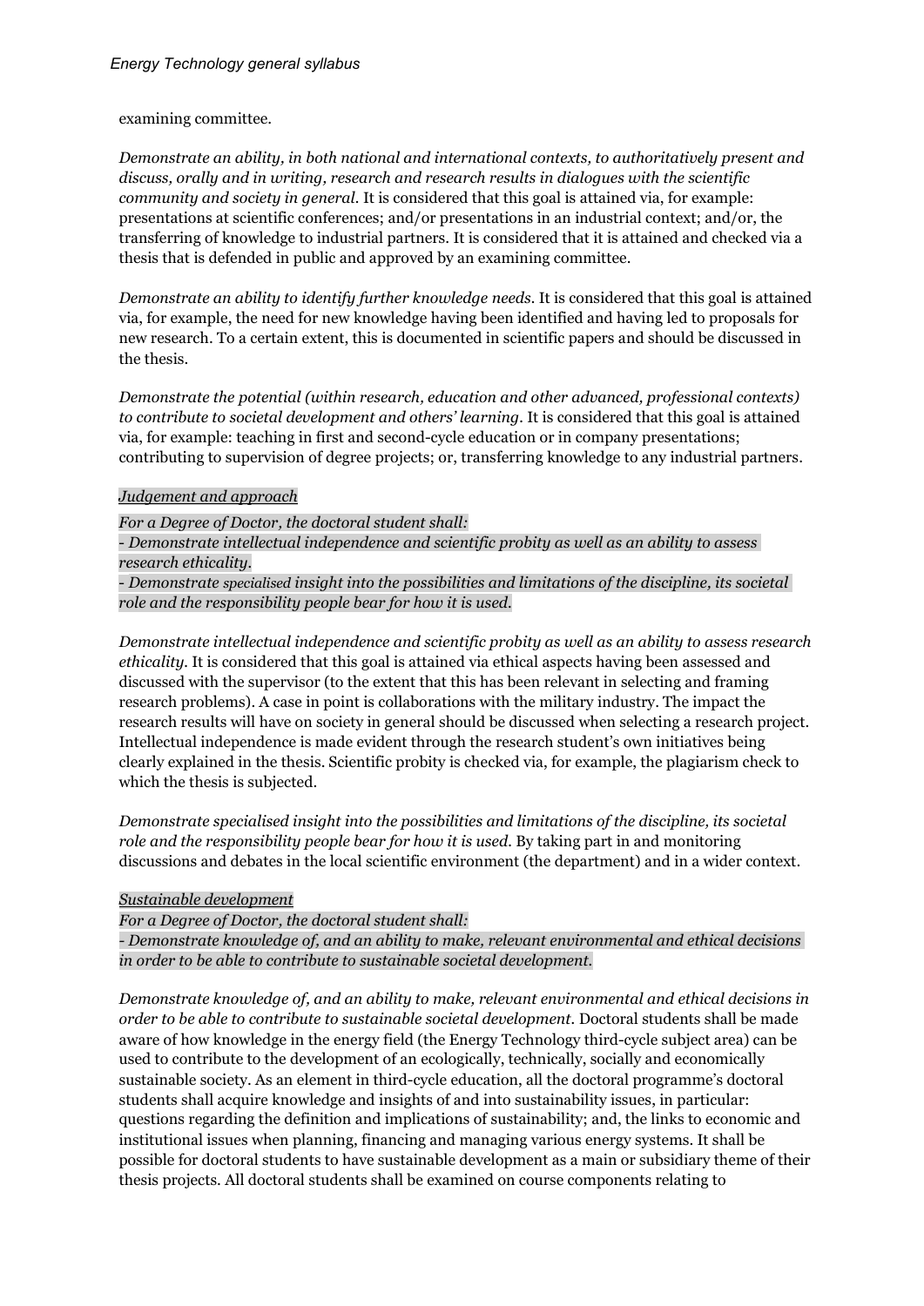examining committee.

*Demonstrate an ability, in both national and international contexts, to authoritatively present and discuss, orally and in writing, research and research results in dialogues with the scientific community and society in general.* It is considered that this goal is attained via, for example: presentations at scientific conferences; and/or presentations in an industrial context; and/or, the transferring of knowledge to industrial partners. It is considered that it is attained and checked via a thesis that is defended in public and approved by an examining committee.

*Demonstrate an ability to identify further knowledge needs.* It is considered that this goal is attained via, for example, the need for new knowledge having been identified and having led to proposals for new research. To a certain extent, this is documented in scientific papers and should be discussed in the thesis.

*Demonstrate the potential (within research, education and other advanced, professional contexts) to contribute to societal development and others' learning.* It is considered that this goal is attained via, for example: teaching in first and second-cycle education or in company presentations; contributing to supervision of degree projects; or, transferring knowledge to any industrial partners.

*Judgement and approach*

*For a Degree of Doctor, the doctoral student shall:*
*- Demonstrate intellectual independence and scientific probity as well as an ability to assess research ethicality.*
*- Demonstrate specialised insight into the possibilities and limitations of the discipline, its societal role and the responsibility people bear for how it is used.*

*Demonstrate intellectual independence and scientific probity as well as an ability to assess research ethicality.* It is considered that this goal is attained via ethical aspects having been assessed and discussed with the supervisor (to the extent that this has been relevant in selecting and framing research problems). A case in point is collaborations with the military industry. The impact the research results will have on society in general should be discussed when selecting a research project. Intellectual independence is made evident through the research student's own initiatives being clearly explained in the thesis. Scientific probity is checked via, for example, the plagiarism check to which the thesis is subjected.

*Demonstrate specialised insight into the possibilities and limitations of the discipline, its societal role and the responsibility people bear for how it is used.* By taking part in and monitoring discussions and debates in the local scientific environment (the department) and in a wider context.

*Sustainable development*

*For a Degree of Doctor, the doctoral student shall:*
*- Demonstrate knowledge of, and an ability to make, relevant environmental and ethical decisions in order to be able to contribute to sustainable societal development.*

*Demonstrate knowledge of, and an ability to make, relevant environmental and ethical decisions in order to be able to contribute to sustainable societal development.* Doctoral students shall be made aware of how knowledge in the energy field (the Energy Technology third-cycle subject area) can be used to contribute to the development of an ecologically, technically, socially and economically sustainable society. As an element in third-cycle education, all the doctoral programme's doctoral students shall acquire knowledge and insights of and into sustainability issues, in particular: questions regarding the definition and implications of sustainability; and, the links to economic and institutional issues when planning, financing and managing various energy systems. It shall be possible for doctoral students to have sustainable development as a main or subsidiary theme of their thesis projects. All doctoral students shall be examined on course components relating to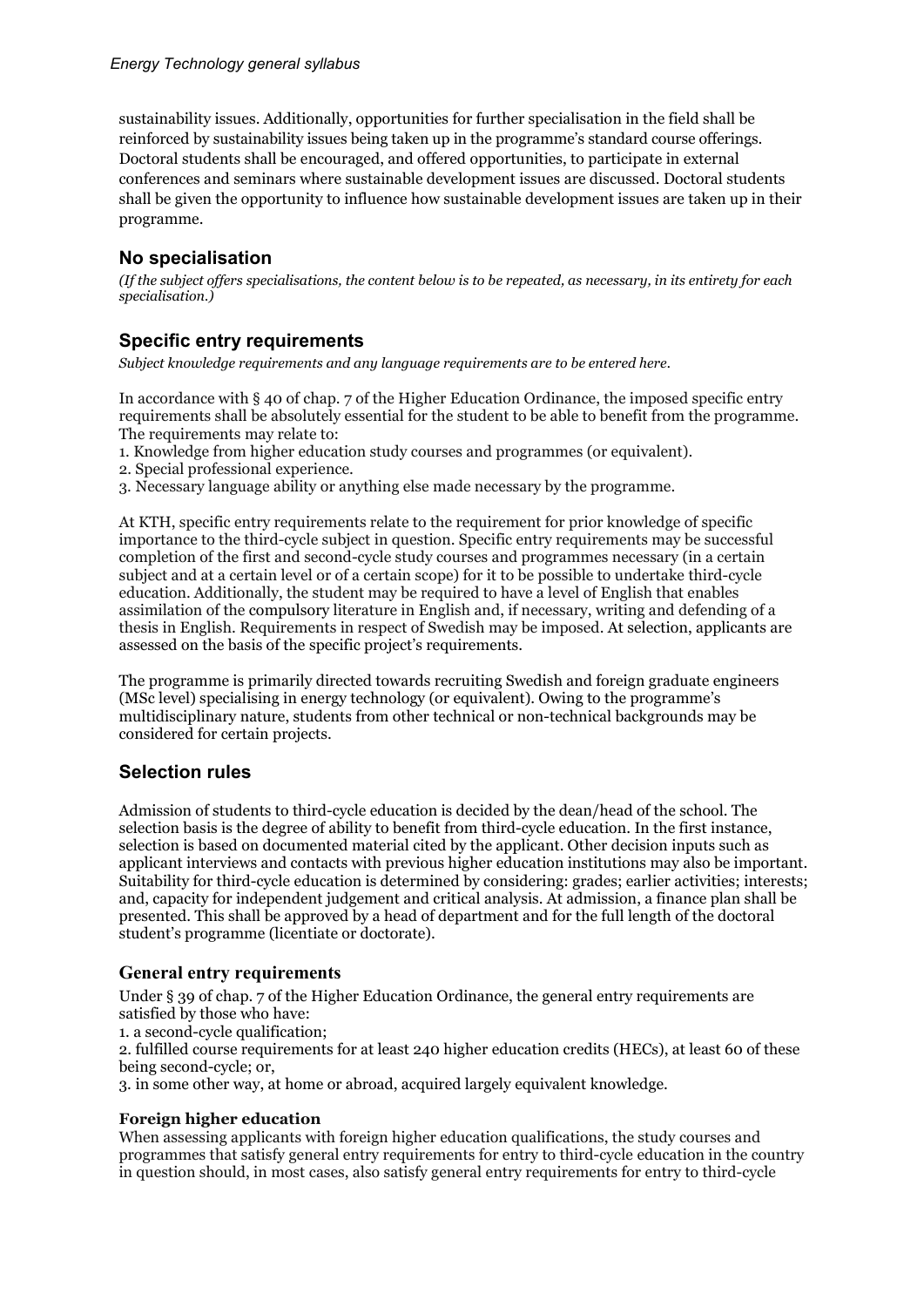sustainability issues. Additionally, opportunities for further specialisation in the field shall be reinforced by sustainability issues being taken up in the programme's standard course offerings. Doctoral students shall be encouraged, and offered opportunities, to participate in external conferences and seminars where sustainable development issues are discussed. Doctoral students shall be given the opportunity to influence how sustainable development issues are taken up in their programme.

## No specialisation

*(If the subject offers specialisations, the content below is to be repeated, as necessary, in its entirety for each specialisation.)*

## Specific entry requirements

*Subject knowledge requirements and any language requirements are to be entered here.*

In accordance with § 40 of chap. 7 of the Higher Education Ordinance, the imposed specific entry requirements shall be absolutely essential for the student to be able to benefit from the programme. The requirements may relate to:

1. Knowledge from higher education study courses and programmes (or equivalent).
2. Special professional experience.
3. Necessary language ability or anything else made necessary by the programme.

At KTH, specific entry requirements relate to the requirement for prior knowledge of specific importance to the third-cycle subject in question. Specific entry requirements may be successful completion of the first and second-cycle study courses and programmes necessary (in a certain subject and at a certain level or of a certain scope) for it to be possible to undertake third-cycle education. Additionally, the student may be required to have a level of English that enables assimilation of the compulsory literature in English and, if necessary, writing and defending of a thesis in English. Requirements in respect of Swedish may be imposed. At selection, applicants are assessed on the basis of the specific project's requirements.

The programme is primarily directed towards recruiting Swedish and foreign graduate engineers (MSc level) specialising in energy technology (or equivalent). Owing to the programme's multidisciplinary nature, students from other technical or non-technical backgrounds may be considered for certain projects.

## Selection rules

Admission of students to third-cycle education is decided by the dean/head of the school. The selection basis is the degree of ability to benefit from third-cycle education. In the first instance, selection is based on documented material cited by the applicant. Other decision inputs such as applicant interviews and contacts with previous higher education institutions may also be important. Suitability for third-cycle education is determined by considering: grades; earlier activities; interests; and, capacity for independent judgement and critical analysis. At admission, a finance plan shall be presented. This shall be approved by a head of department and for the full length of the doctoral student's programme (licentiate or doctorate).

### General entry requirements

Under § 39 of chap. 7 of the Higher Education Ordinance, the general entry requirements are satisfied by those who have:

1. a second-cycle qualification;
2. fulfilled course requirements for at least 240 higher education credits (HECs), at least 60 of these being second-cycle; or,
3. in some other way, at home or abroad, acquired largely equivalent knowledge.

**Foreign higher education**

When assessing applicants with foreign higher education qualifications, the study courses and programmes that satisfy general entry requirements for entry to third-cycle education in the country in question should, in most cases, also satisfy general entry requirements for entry to third-cycle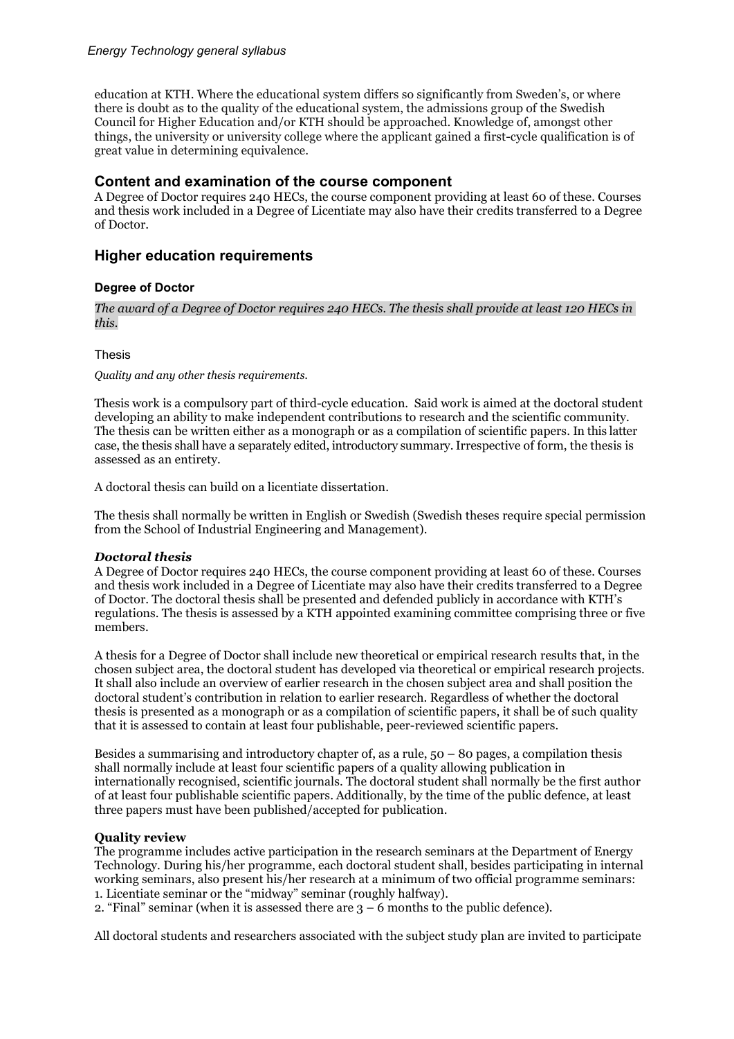education at KTH. Where the educational system differs so significantly from Sweden's, or where there is doubt as to the quality of the educational system, the admissions group of the Swedish Council for Higher Education and/or KTH should be approached. Knowledge of, amongst other things, the university or university college where the applicant gained a first-cycle qualification is of great value in determining equivalence.

## Content and examination of the course component

A Degree of Doctor requires 240 HECs, the course component providing at least 60 of these. Courses and thesis work included in a Degree of Licentiate may also have their credits transferred to a Degree of Doctor.

## Higher education requirements

### Degree of Doctor

*The award of a Degree of Doctor requires 240 HECs. The thesis shall provide at least 120 HECs in this.*

Thesis

*Quality and any other thesis requirements.*

Thesis work is a compulsory part of third-cycle education. Said work is aimed at the doctoral student developing an ability to make independent contributions to research and the scientific community. The thesis can be written either as a monograph or as a compilation of scientific papers. In this latter case, the thesis shall have a separately edited, introductory summary. Irrespective of form, the thesis is assessed as an entirety.

A doctoral thesis can build on a licentiate dissertation.

The thesis shall normally be written in English or Swedish (Swedish theses require special permission from the School of Industrial Engineering and Management).

#### *Doctoral thesis*

A Degree of Doctor requires 240 HECs, the course component providing at least 60 of these. Courses and thesis work included in a Degree of Licentiate may also have their credits transferred to a Degree of Doctor. The doctoral thesis shall be presented and defended publicly in accordance with KTH's regulations. The thesis is assessed by a KTH appointed examining committee comprising three or five members.

A thesis for a Degree of Doctor shall include new theoretical or empirical research results that, in the chosen subject area, the doctoral student has developed via theoretical or empirical research projects. It shall also include an overview of earlier research in the chosen subject area and shall position the doctoral student's contribution in relation to earlier research. Regardless of whether the doctoral thesis is presented as a monograph or as a compilation of scientific papers, it shall be of such quality that it is assessed to contain at least four publishable, peer-reviewed scientific papers.

Besides a summarising and introductory chapter of, as a rule, 50 – 80 pages, a compilation thesis shall normally include at least four scientific papers of a quality allowing publication in internationally recognised, scientific journals. The doctoral student shall normally be the first author of at least four publishable scientific papers. Additionally, by the time of the public defence, at least three papers must have been published/accepted for publication.

#### Quality review

The programme includes active participation in the research seminars at the Department of Energy Technology. During his/her programme, each doctoral student shall, besides participating in internal working seminars, also present his/her research at a minimum of two official programme seminars:

1. Licentiate seminar or the "midway" seminar (roughly halfway).
2. "Final" seminar (when it is assessed there are 3 – 6 months to the public defence).

All doctoral students and researchers associated with the subject study plan are invited to participate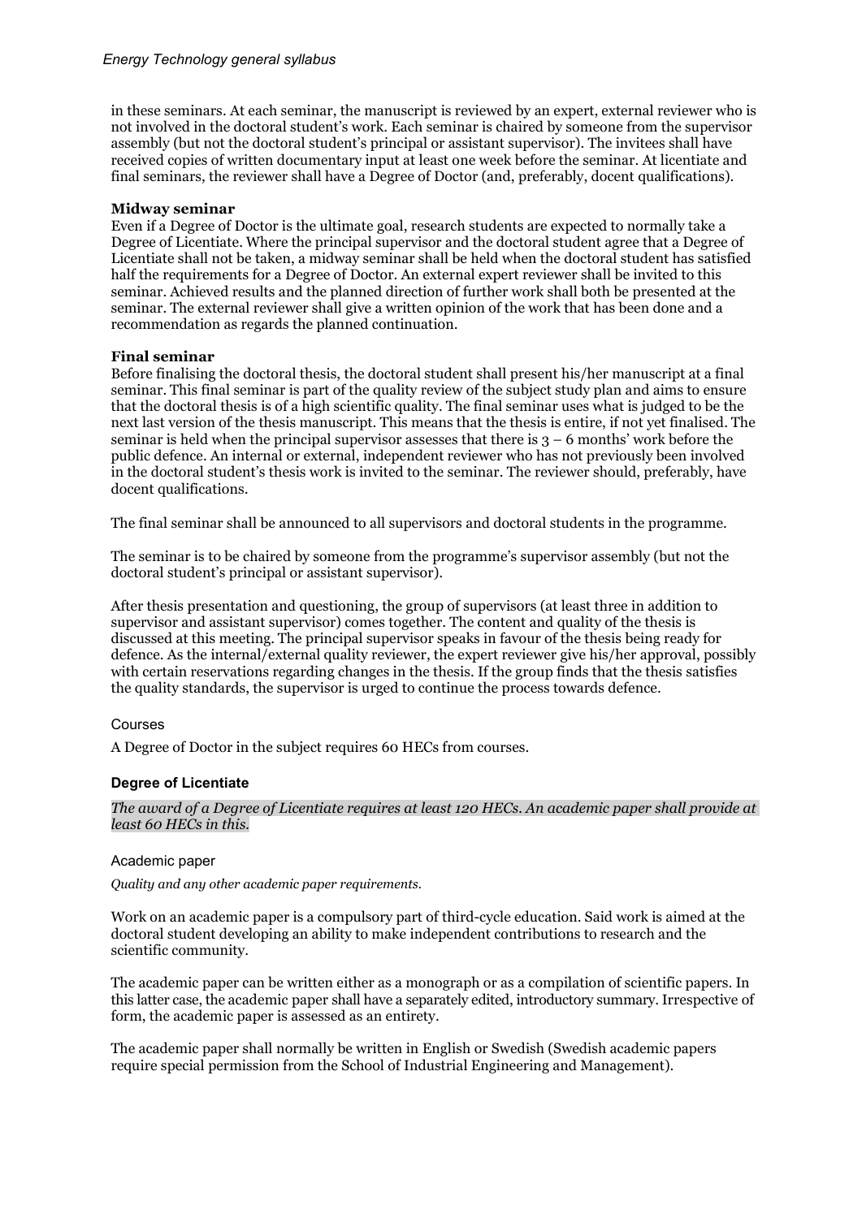in these seminars. At each seminar, the manuscript is reviewed by an expert, external reviewer who is not involved in the doctoral student's work. Each seminar is chaired by someone from the supervisor assembly (but not the doctoral student's principal or assistant supervisor). The invitees shall have received copies of written documentary input at least one week before the seminar. At licentiate and final seminars, the reviewer shall have a Degree of Doctor (and, preferably, docent qualifications).

**Midway seminar**

Even if a Degree of Doctor is the ultimate goal, research students are expected to normally take a Degree of Licentiate. Where the principal supervisor and the doctoral student agree that a Degree of Licentiate shall not be taken, a midway seminar shall be held when the doctoral student has satisfied half the requirements for a Degree of Doctor. An external expert reviewer shall be invited to this seminar. Achieved results and the planned direction of further work shall both be presented at the seminar. The external reviewer shall give a written opinion of the work that has been done and a recommendation as regards the planned continuation.

**Final seminar**

Before finalising the doctoral thesis, the doctoral student shall present his/her manuscript at a final seminar. This final seminar is part of the quality review of the subject study plan and aims to ensure that the doctoral thesis is of a high scientific quality. The final seminar uses what is judged to be the next last version of the thesis manuscript. This means that the thesis is entire, if not yet finalised. The seminar is held when the principal supervisor assesses that there is 3 – 6 months' work before the public defence. An internal or external, independent reviewer who has not previously been involved in the doctoral student's thesis work is invited to the seminar. The reviewer should, preferably, have docent qualifications.

The final seminar shall be announced to all supervisors and doctoral students in the programme.

The seminar is to be chaired by someone from the programme's supervisor assembly (but not the doctoral student's principal or assistant supervisor).

After thesis presentation and questioning, the group of supervisors (at least three in addition to supervisor and assistant supervisor) comes together. The content and quality of the thesis is discussed at this meeting. The principal supervisor speaks in favour of the thesis being ready for defence. As the internal/external quality reviewer, the expert reviewer give his/her approval, possibly with certain reservations regarding changes in the thesis. If the group finds that the thesis satisfies the quality standards, the supervisor is urged to continue the process towards defence.

### Courses

A Degree of Doctor in the subject requires 60 HECs from courses.

## Degree of Licentiate

*The award of a Degree of Licentiate requires at least 120 HECs. An academic paper shall provide at least 60 HECs in this.*

### Academic paper

*Quality and any other academic paper requirements.*

Work on an academic paper is a compulsory part of third-cycle education. Said work is aimed at the doctoral student developing an ability to make independent contributions to research and the scientific community.

The academic paper can be written either as a monograph or as a compilation of scientific papers. In this latter case, the academic paper shall have a separately edited, introductory summary. Irrespective of form, the academic paper is assessed as an entirety.

The academic paper shall normally be written in English or Swedish (Swedish academic papers require special permission from the School of Industrial Engineering and Management).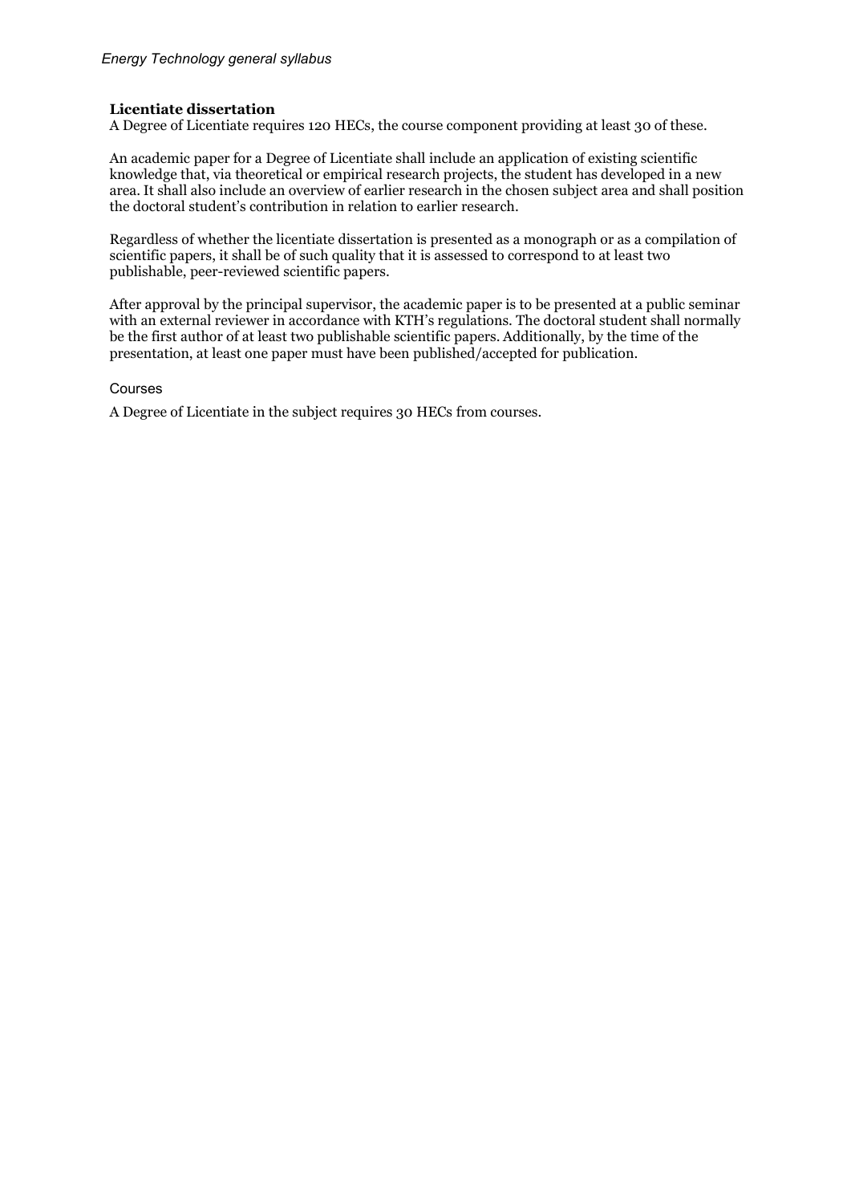### Licentiate dissertation

A Degree of Licentiate requires 120 HECs, the course component providing at least 30 of these.

An academic paper for a Degree of Licentiate shall include an application of existing scientific knowledge that, via theoretical or empirical research projects, the student has developed in a new area. It shall also include an overview of earlier research in the chosen subject area and shall position the doctoral student's contribution in relation to earlier research.

Regardless of whether the licentiate dissertation is presented as a monograph or as a compilation of scientific papers, it shall be of such quality that it is assessed to correspond to at least two publishable, peer-reviewed scientific papers.

After approval by the principal supervisor, the academic paper is to be presented at a public seminar with an external reviewer in accordance with KTH's regulations. The doctoral student shall normally be the first author of at least two publishable scientific papers. Additionally, by the time of the presentation, at least one paper must have been published/accepted for publication.

#### Courses

A Degree of Licentiate in the subject requires 30 HECs from courses.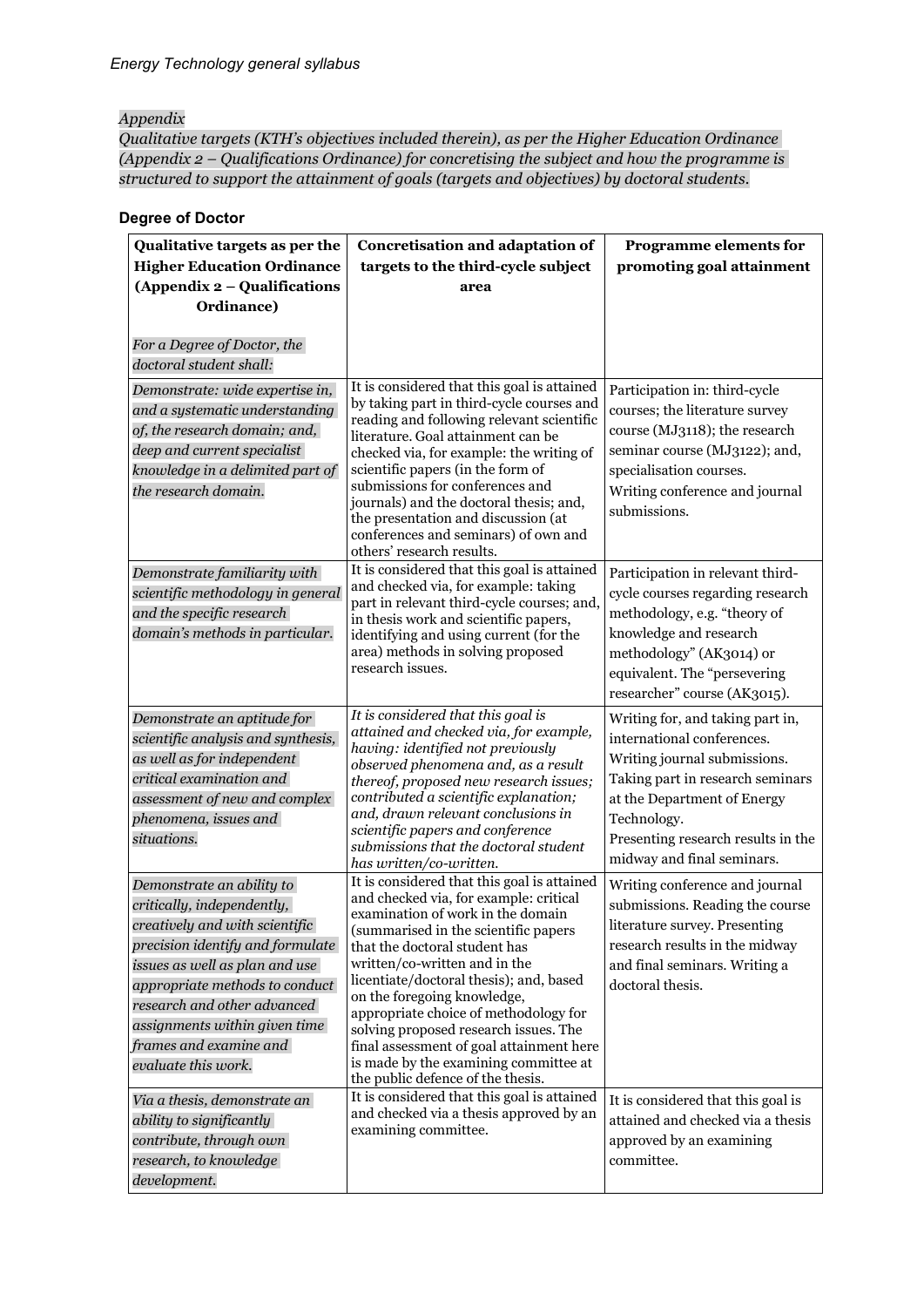*Appendix*

*Qualitative targets (KTH's objectives included therein), as per the Higher Education Ordinance (Appendix 2 – Qualifications Ordinance) for concretising the subject and how the programme is structured to support the attainment of goals (targets and objectives) by doctoral students.*

### Degree of Doctor

| **Qualitative targets as per the Higher Education Ordinance (Appendix 2 – Qualifications Ordinance)**<br><br>*For a Degree of Doctor, the doctoral student shall:* | **Concretisation and adaptation of targets to the third-cycle subject area** | **Programme elements for promoting goal attainment** |
|---|---|---|
| *Demonstrate: wide expertise in, and a systematic understanding of, the research domain; and, deep and current specialist knowledge in a delimited part of the research domain.* | It is considered that this goal is attained by taking part in third-cycle courses and reading and following relevant scientific literature. Goal attainment can be checked via, for example: the writing of scientific papers (in the form of submissions for conferences and journals) and the doctoral thesis; and, the presentation and discussion (at conferences and seminars) of own and others' research results. | Participation in: third-cycle courses; the literature survey course (MJ3118); the research seminar course (MJ3122); and, specialisation courses.<br>Writing conference and journal submissions. |
| *Demonstrate familiarity with scientific methodology in general and the specific research domain's methods in particular.* | It is considered that this goal is attained and checked via, for example: taking part in relevant third-cycle courses; and, in thesis work and scientific papers, identifying and using current (for the area) methods in solving proposed research issues. | Participation in relevant third-cycle courses regarding research methodology, e.g. "theory of knowledge and research methodology" (AK3014) or equivalent. The "persevering researcher" course (AK3015). |
| *Demonstrate an aptitude for scientific analysis and synthesis, as well as for independent critical examination and assessment of new and complex phenomena, issues and situations.* | *It is considered that this goal is attained and checked via, for example, having: identified not previously observed phenomena and, as a result thereof, proposed new research issues; contributed a scientific explanation; and, drawn relevant conclusions in scientific papers and conference submissions that the doctoral student has written/co-written.* | Writing for, and taking part in, international conferences.<br>Writing journal submissions.<br>Taking part in research seminars at the Department of Energy Technology.<br>Presenting research results in the midway and final seminars. |
| *Demonstrate an ability to critically, independently, creatively and with scientific precision identify and formulate issues as well as plan and use appropriate methods to conduct research and other advanced assignments within given time frames and examine and evaluate this work.* | It is considered that this goal is attained and checked via, for example: critical examination of work in the domain (summarised in the scientific papers that the doctoral student has written/co-written and in the licentiate/doctoral thesis); and, based on the foregoing knowledge, appropriate choice of methodology for solving proposed research issues. The final assessment of goal attainment here is made by the examining committee at the public defence of the thesis. | Writing conference and journal submissions. Reading the course literature survey. Presenting research results in the midway and final seminars. Writing a doctoral thesis. |
| *Via a thesis, demonstrate an ability to significantly contribute, through own research, to knowledge development.* | It is considered that this goal is attained and checked via a thesis approved by an examining committee. | It is considered that this goal is attained and checked via a thesis approved by an examining committee. |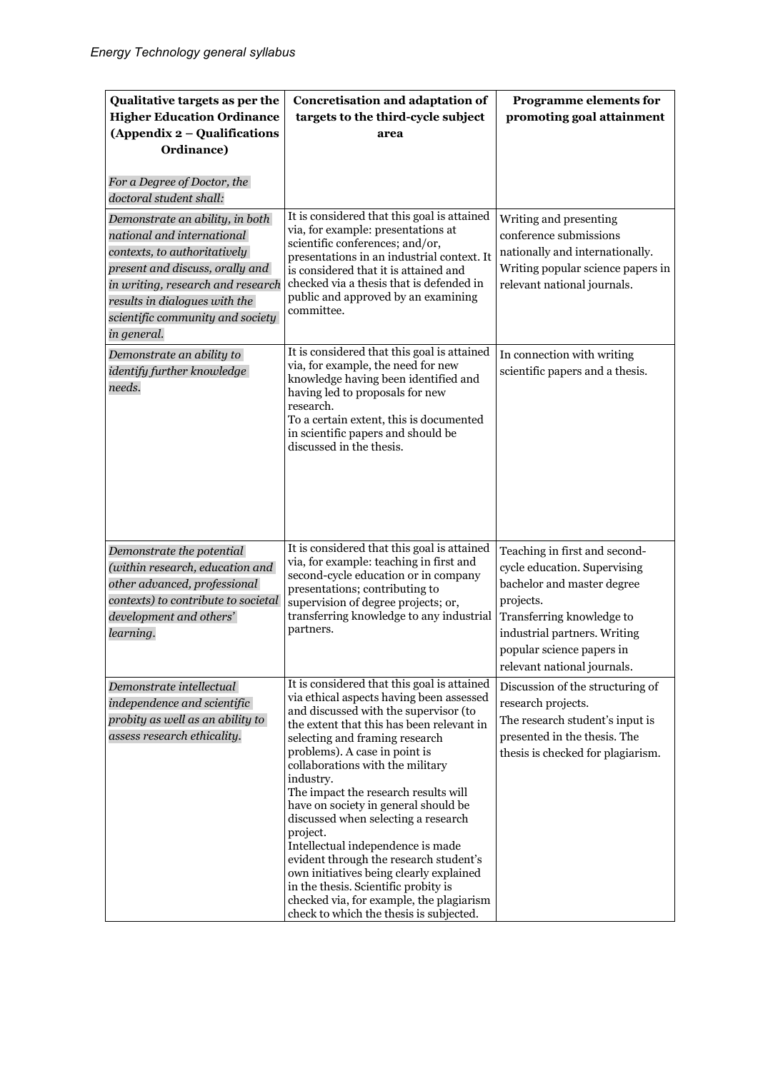| **Qualitative targets as per the Higher Education Ordinance (Appendix 2 – Qualifications Ordinance)**<br><br>*For a Degree of Doctor, the doctoral student shall:* | **Concretisation and adaptation of targets to the third-cycle subject area** | **Programme elements for promoting goal attainment** |
|---|---|---|
| *Demonstrate an ability, in both national and international contexts, to authoritatively present and discuss, orally and in writing, research and research results in dialogues with the scientific community and society in general.* | It is considered that this goal is attained via, for example: presentations at scientific conferences; and/or, presentations in an industrial context. It is considered that it is attained and checked via a thesis that is defended in public and approved by an examining committee. | Writing and presenting conference submissions nationally and internationally. Writing popular science papers in relevant national journals. |
| *Demonstrate an ability to identify further knowledge needs.* | It is considered that this goal is attained via, for example, the need for new knowledge having been identified and having led to proposals for new research.<br>To a certain extent, this is documented in scientific papers and should be discussed in the thesis. | In connection with writing scientific papers and a thesis. |
| *Demonstrate the potential (within research, education and other advanced, professional contexts) to contribute to societal development and others' learning.* | It is considered that this goal is attained via, for example: teaching in first and second-cycle education or in company presentations; contributing to supervision of degree projects; or, transferring knowledge to any industrial partners. | Teaching in first and second-cycle education. Supervising bachelor and master degree projects.<br>Transferring knowledge to industrial partners. Writing popular science papers in relevant national journals. |
| *Demonstrate intellectual independence and scientific probity as well as an ability to assess research ethicality.* | It is considered that this goal is attained via ethical aspects having been assessed and discussed with the supervisor (to the extent that this has been relevant in selecting and framing research problems). A case in point is collaborations with the military industry.<br>The impact the research results will have on society in general should be discussed when selecting a research project.<br>Intellectual independence is made evident through the research student's own initiatives being clearly explained in the thesis. Scientific probity is checked via, for example, the plagiarism check to which the thesis is subjected. | Discussion of the structuring of research projects.<br>The research student's input is presented in the thesis. The thesis is checked for plagiarism. |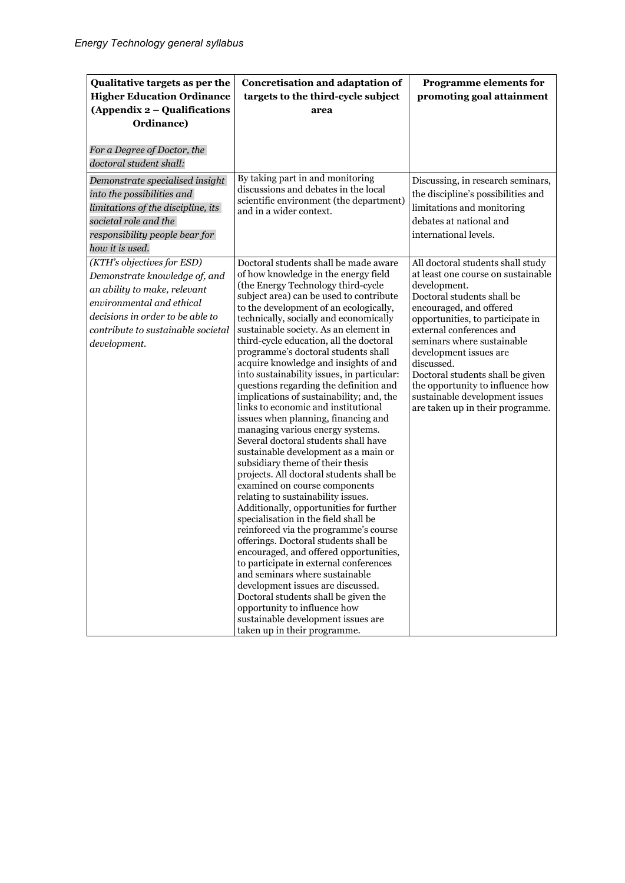| **Qualitative targets as per the Higher Education Ordinance (Appendix 2 – Qualifications Ordinance)**<br><br>*For a Degree of Doctor, the doctoral student shall:* | **Concretisation and adaptation of targets to the third-cycle subject area** | **Programme elements for promoting goal attainment** |
|---|---|---|
| *Demonstrate specialised insight into the possibilities and limitations of the discipline, its societal role and the responsibility people bear for how it is used.* | By taking part in and monitoring discussions and debates in the local scientific environment (the department) and in a wider context. | Discussing, in research seminars, the discipline's possibilities and limitations and monitoring debates at national and international levels. |
| *(KTH's objectives for ESD) Demonstrate knowledge of, and an ability to make, relevant environmental and ethical decisions in order to be able to contribute to sustainable societal development.* | Doctoral students shall be made aware of how knowledge in the energy field (the Energy Technology third-cycle subject area) can be used to contribute to the development of an ecologically, technically, socially and economically sustainable society. As an element in third-cycle education, all the doctoral programme's doctoral students shall acquire knowledge and insights of and into sustainability issues, in particular: questions regarding the definition and implications of sustainability; and, the links to economic and institutional issues when planning, financing and managing various energy systems. Several doctoral students shall have sustainable development as a main or subsidiary theme of their thesis projects. All doctoral students shall be examined on course components relating to sustainability issues. Additionally, opportunities for further specialisation in the field shall be reinforced via the programme's course offerings. Doctoral students shall be encouraged, and offered opportunities, to participate in external conferences and seminars where sustainable development issues are discussed. Doctoral students shall be given the opportunity to influence how sustainable development issues are taken up in their programme. | All doctoral students shall study at least one course on sustainable development.<br>Doctoral students shall be encouraged, and offered opportunities, to participate in external conferences and seminars where sustainable development issues are discussed.<br>Doctoral students shall be given the opportunity to influence how sustainable development issues are taken up in their programme. |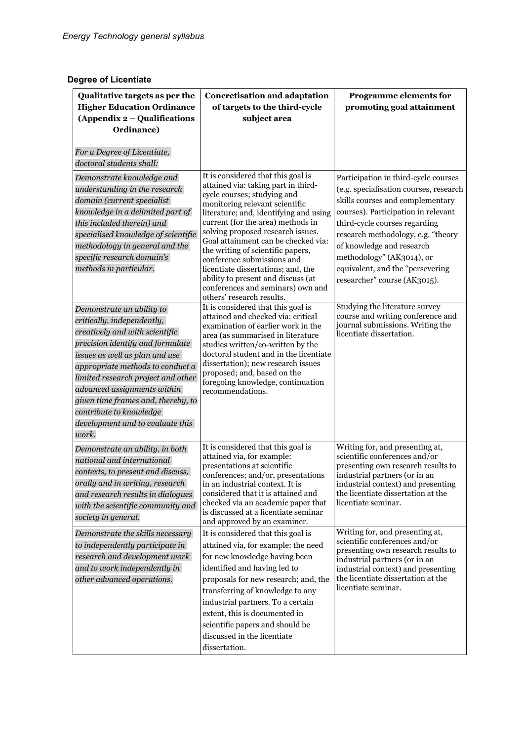### Degree of Licentiate

| **Qualitative targets as per the Higher Education Ordinance (Appendix 2 – Qualifications Ordinance)**<br><br>*For a Degree of Licentiate, doctoral students shall:* | **Concretisation and adaptation of targets to the third-cycle subject area** | **Programme elements for promoting goal attainment** |
|---|---|---|
| *Demonstrate knowledge and understanding in the research domain (current specialist knowledge in a delimited part of this included therein) and specialised knowledge of scientific methodology in general and the specific research domain's methods in particular.* | It is considered that this goal is attained via: taking part in third-cycle courses; studying and monitoring relevant scientific literature; and, identifying and using current (for the area) methods in solving proposed research issues. Goal attainment can be checked via: the writing of scientific papers, conference submissions and licentiate dissertations; and, the ability to present and discuss (at conferences and seminars) own and others' research results. | Participation in third-cycle courses (e.g. specialisation courses, research skills courses and complementary courses). Participation in relevant third-cycle courses regarding research methodology, e.g. "theory of knowledge and research methodology" (AK3014), or equivalent, and the "persevering researcher" course (AK3015). |
| *Demonstrate an ability to critically, independently, creatively and with scientific precision identify and formulate issues as well as plan and use appropriate methods to conduct a limited research project and other advanced assignments within given time frames and, thereby, to contribute to knowledge development and to evaluate this work.* | It is considered that this goal is attained and checked via: critical examination of earlier work in the area (as summarised in literature studies written/co-written by the doctoral student and in the licentiate dissertation); new research issues proposed; and, based on the foregoing knowledge, continuation recommendations. | Studying the literature survey course and writing conference and journal submissions. Writing the licentiate dissertation. |
| *Demonstrate an ability, in both national and international contexts, to present and discuss, orally and in writing, research and research results in dialogues with the scientific community and society in general.* | It is considered that this goal is attained via, for example: presentations at scientific conferences; and/or, presentations in an industrial context. It is considered that it is attained and checked via an academic paper that is discussed at a licentiate seminar and approved by an examiner. | Writing for, and presenting at, scientific conferences and/or presenting own research results to industrial partners (or in an industrial context) and presenting the licentiate dissertation at the licentiate seminar. |
| *Demonstrate the skills necessary to independently participate in research and development work and to work independently in other advanced operations.* | It is considered that this goal is attained via, for example: the need for new knowledge having been identified and having led to proposals for new research; and, the transferring of knowledge to any industrial partners. To a certain extent, this is documented in scientific papers and should be discussed in the licentiate dissertation. | Writing for, and presenting at, scientific conferences and/or presenting own research results to industrial partners (or in an industrial context) and presenting the licentiate dissertation at the licentiate seminar. |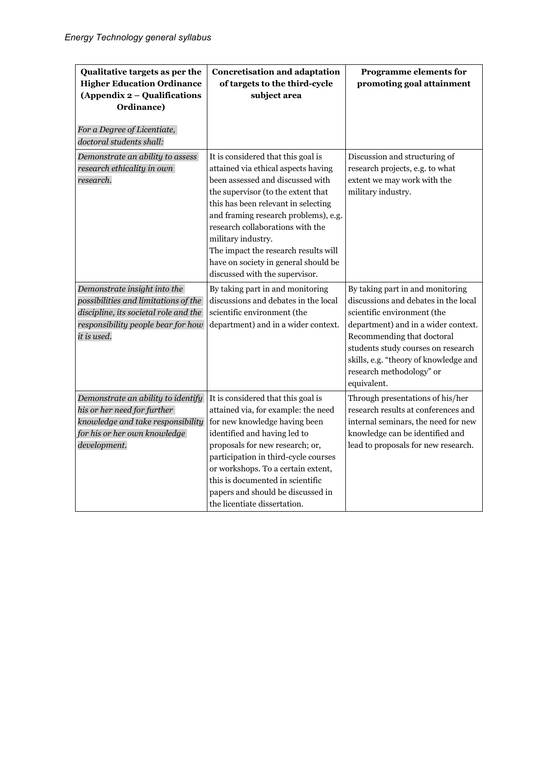| **Qualitative targets as per the Higher Education Ordinance (Appendix 2 – Qualifications Ordinance)**<br><br>*For a Degree of Licentiate, doctoral students shall:* | **Concretisation and adaptation of targets to the third-cycle subject area** | **Programme elements for promoting goal attainment** |
|---|---|---|
| *Demonstrate an ability to assess research ethicality in own research.* | It is considered that this goal is attained via ethical aspects having been assessed and discussed with the supervisor (to the extent that this has been relevant in selecting and framing research problems), e.g. research collaborations with the military industry.<br>The impact the research results will have on society in general should be discussed with the supervisor. | Discussion and structuring of research projects, e.g. to what extent we may work with the military industry. |
| *Demonstrate insight into the possibilities and limitations of the discipline, its societal role and the responsibility people bear for how it is used.* | By taking part in and monitoring discussions and debates in the local scientific environment (the department) and in a wider context. | By taking part in and monitoring discussions and debates in the local scientific environment (the department) and in a wider context.<br>Recommending that doctoral students study courses on research skills, e.g. "theory of knowledge and research methodology" or equivalent. |
| *Demonstrate an ability to identify his or her need for further knowledge and take responsibility for his or her own knowledge development.* | It is considered that this goal is attained via, for example: the need for new knowledge having been identified and having led to proposals for new research; or, participation in third-cycle courses or workshops. To a certain extent, this is documented in scientific papers and should be discussed in the licentiate dissertation. | Through presentations of his/her research results at conferences and internal seminars, the need for new knowledge can be identified and lead to proposals for new research. |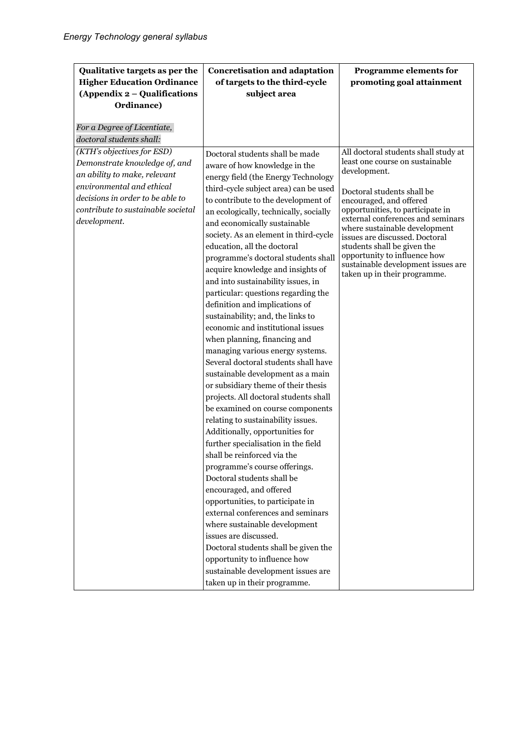| Qualitative targets as per the Higher Education Ordinance (Appendix 2 – Qualifications Ordinance)<br><br>*For a Degree of Licentiate, doctoral students shall:* | Concretisation and adaptation of targets to the third-cycle subject area | Programme elements for promoting goal attainment |
|---|---|---|
| *(KTH's objectives for ESD) Demonstrate knowledge of, and an ability to make, relevant environmental and ethical decisions in order to be able to contribute to sustainable societal development.* | Doctoral students shall be made aware of how knowledge in the energy field (the Energy Technology third-cycle subject area) can be used to contribute to the development of an ecologically, technically, socially and economically sustainable society. As an element in third-cycle education, all the doctoral programme's doctoral students shall acquire knowledge and insights of and into sustainability issues, in particular: questions regarding the definition and implications of sustainability; and, the links to economic and institutional issues when planning, financing and managing various energy systems. Several doctoral students shall have sustainable development as a main or subsidiary theme of their thesis projects. All doctoral students shall be examined on course components relating to sustainability issues. Additionally, opportunities for further specialisation in the field shall be reinforced via the programme's course offerings. Doctoral students shall be encouraged, and offered opportunities, to participate in external conferences and seminars where sustainable development issues are discussed.<br>Doctoral students shall be given the opportunity to influence how sustainable development issues are taken up in their programme. | All doctoral students shall study at least one course on sustainable development.<br><br>Doctoral students shall be encouraged, and offered opportunities, to participate in external conferences and seminars where sustainable development issues are discussed. Doctoral students shall be given the opportunity to influence how sustainable development issues are taken up in their programme. |